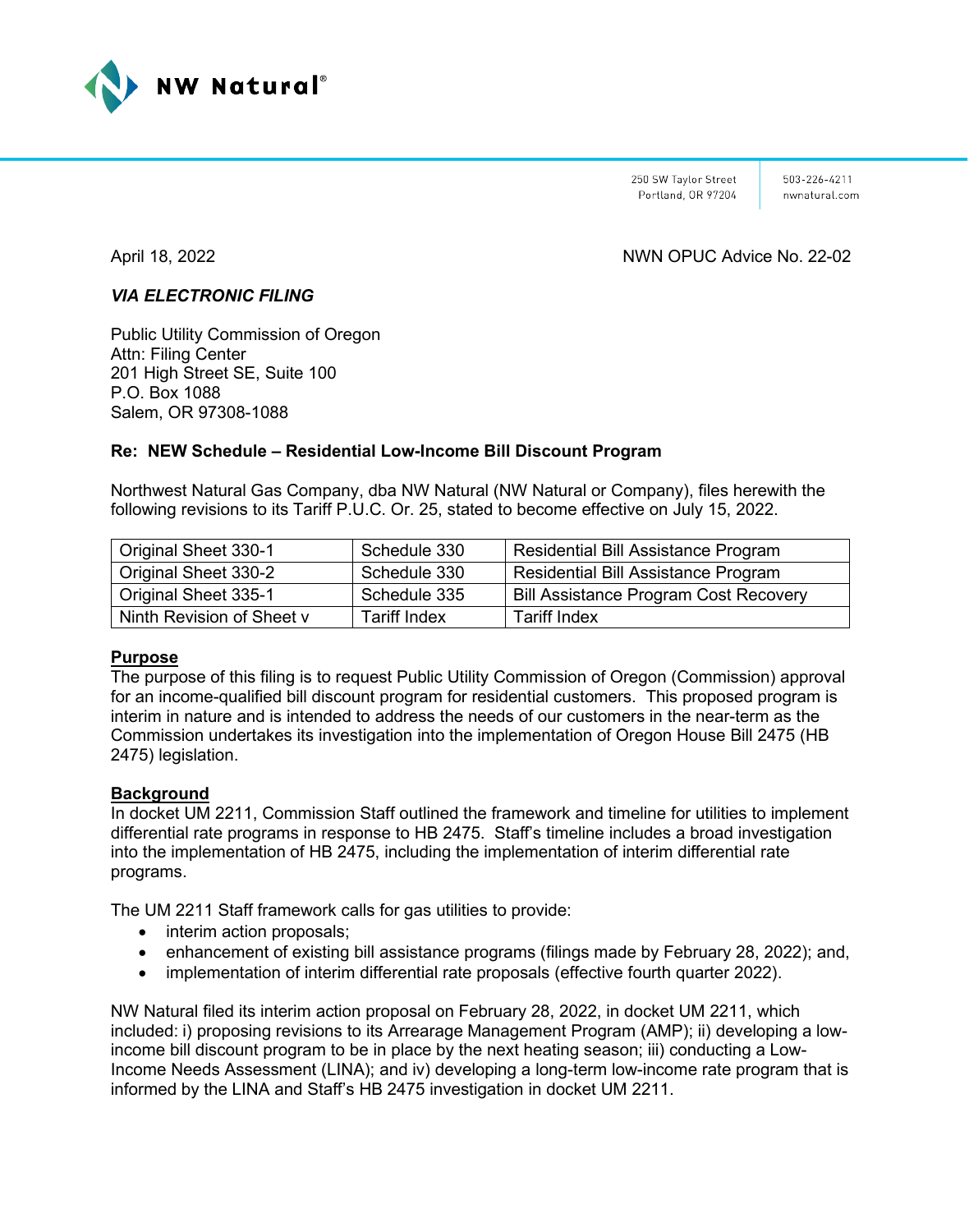NW Natural®

250 SW Taylor Street
Portland, OR 97204

503-226-4211
nwnatural.com

April 18, 2022

NWN OPUC Advice No. 22-02

***VIA ELECTRONIC FILING***

Public Utility Commission of Oregon
Attn: Filing Center
201 High Street SE, Suite 100
P.O. Box 1088
Salem, OR 97308-1088

**Re: NEW Schedule – Residential Low-Income Bill Discount Program**

Northwest Natural Gas Company, dba NW Natural (NW Natural or Company), files herewith the following revisions to its Tariff P.U.C. Or. 25, stated to become effective on July 15, 2022.

| | | |
|---|---|---|
| Original Sheet 330-1 | Schedule 330 | Residential Bill Assistance Program |
| Original Sheet 330-2 | Schedule 330 | Residential Bill Assistance Program |
| Original Sheet 335-1 | Schedule 335 | Bill Assistance Program Cost Recovery |
| Ninth Revision of Sheet v | Tariff Index | Tariff Index |

**Purpose**

The purpose of this filing is to request Public Utility Commission of Oregon (Commission) approval for an income-qualified bill discount program for residential customers. This proposed program is interim in nature and is intended to address the needs of our customers in the near-term as the Commission undertakes its investigation into the implementation of Oregon House Bill 2475 (HB 2475) legislation.

**Background**

In docket UM 2211, Commission Staff outlined the framework and timeline for utilities to implement differential rate programs in response to HB 2475. Staff's timeline includes a broad investigation into the implementation of HB 2475, including the implementation of interim differential rate programs.

The UM 2211 Staff framework calls for gas utilities to provide:

- interim action proposals;
- enhancement of existing bill assistance programs (filings made by February 28, 2022); and,
- implementation of interim differential rate proposals (effective fourth quarter 2022).

NW Natural filed its interim action proposal on February 28, 2022, in docket UM 2211, which included: i) proposing revisions to its Arrearage Management Program (AMP); ii) developing a low-income bill discount program to be in place by the next heating season; iii) conducting a Low-Income Needs Assessment (LINA); and iv) developing a long-term low-income rate program that is informed by the LINA and Staff's HB 2475 investigation in docket UM 2211.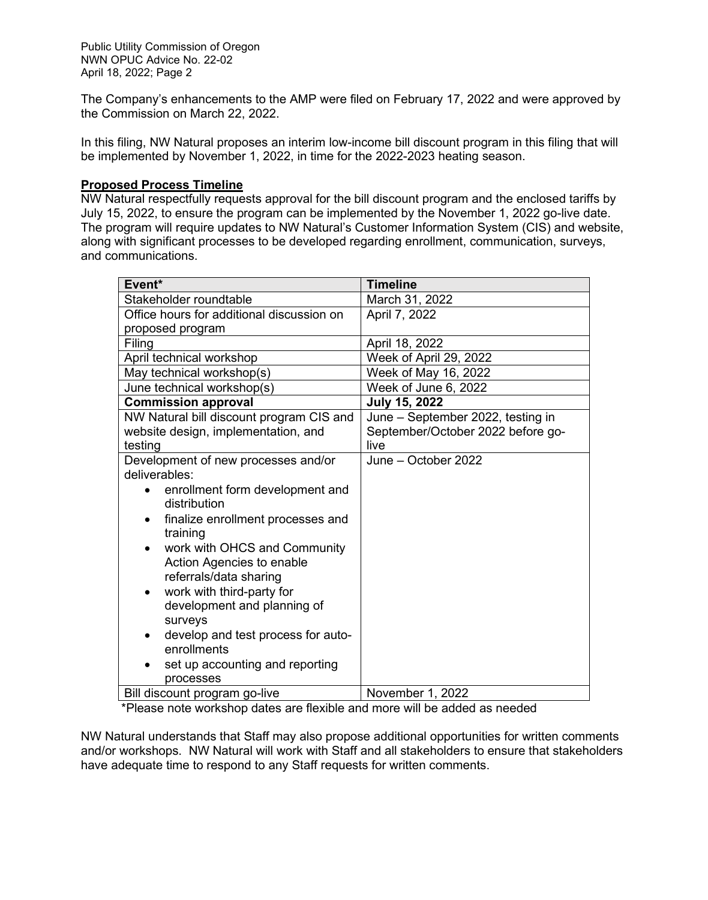The Company's enhancements to the AMP were filed on February 17, 2022 and were approved by the Commission on March 22, 2022.

In this filing, NW Natural proposes an interim low-income bill discount program in this filing that will be implemented by November 1, 2022, in time for the 2022-2023 heating season.

**Proposed Process Timeline**

NW Natural respectfully requests approval for the bill discount program and the enclosed tariffs by July 15, 2022, to ensure the program can be implemented by the November 1, 2022 go-live date. The program will require updates to NW Natural's Customer Information System (CIS) and website, along with significant processes to be developed regarding enrollment, communication, surveys, and communications.

| Event* | Timeline |
|---|---|
| Stakeholder roundtable | March 31, 2022 |
| Office hours for additional discussion on proposed program | April 7, 2022 |
| Filing | April 18, 2022 |
| April technical workshop | Week of April 29, 2022 |
| May technical workshop(s) | Week of May 16, 2022 |
| June technical workshop(s) | Week of June 6, 2022 |
| **Commission approval** | **July 15, 2022** |
| NW Natural bill discount program CIS and website design, implementation, and testing | June – September 2022, testing in September/October 2022 before go-live |
| Development of new processes and/or deliverables: <br>• enrollment form development and distribution <br>• finalize enrollment processes and training <br>• work with OHCS and Community Action Agencies to enable referrals/data sharing <br>• work with third-party for development and planning of surveys <br>• develop and test process for auto-enrollments <br>• set up accounting and reporting processes | June – October 2022 |
| Bill discount program go-live | November 1, 2022 |

*Please note workshop dates are flexible and more will be added as needed

NW Natural understands that Staff may also propose additional opportunities for written comments and/or workshops. NW Natural will work with Staff and all stakeholders to ensure that stakeholders have adequate time to respond to any Staff requests for written comments.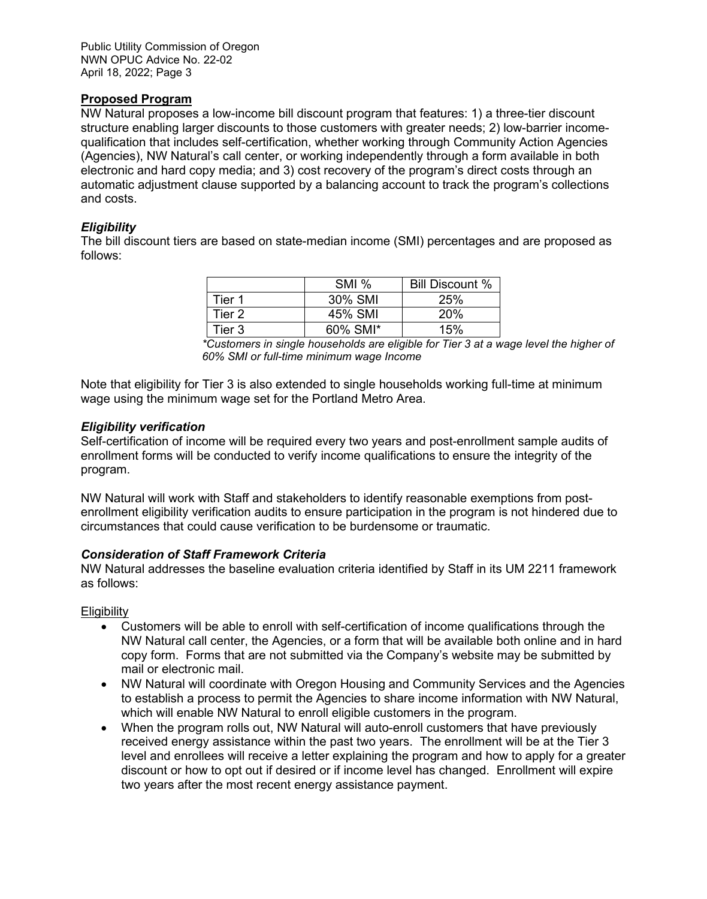## Proposed Program

NW Natural proposes a low-income bill discount program that features: 1) a three-tier discount structure enabling larger discounts to those customers with greater needs; 2) low-barrier income-qualification that includes self-certification, whether working through Community Action Agencies (Agencies), NW Natural's call center, or working independently through a form available in both electronic and hard copy media; and 3) cost recovery of the program's direct costs through an automatic adjustment clause supported by a balancing account to track the program's collections and costs.

### *Eligibility*

The bill discount tiers are based on state-median income (SMI) percentages and are proposed as follows:

| | SMI % | Bill Discount % |
|---|---|---|
| Tier 1 | 30% SMI | 25% |
| Tier 2 | 45% SMI | 20% |
| Tier 3 | 60% SMI* | 15% |

*\*Customers in single households are eligible for Tier 3 at a wage level the higher of 60% SMI or full-time minimum wage Income*

Note that eligibility for Tier 3 is also extended to single households working full-time at minimum wage using the minimum wage set for the Portland Metro Area.

### *Eligibility verification*

Self-certification of income will be required every two years and post-enrollment sample audits of enrollment forms will be conducted to verify income qualifications to ensure the integrity of the program.

NW Natural will work with Staff and stakeholders to identify reasonable exemptions from post-enrollment eligibility verification audits to ensure participation in the program is not hindered due to circumstances that could cause verification to be burdensome or traumatic.

### *Consideration of Staff Framework Criteria*

NW Natural addresses the baseline evaluation criteria identified by Staff in its UM 2211 framework as follows:

<u>Eligibility</u>

- Customers will be able to enroll with self-certification of income qualifications through the NW Natural call center, the Agencies, or a form that will be available both online and in hard copy form. Forms that are not submitted via the Company's website may be submitted by mail or electronic mail.
- NW Natural will coordinate with Oregon Housing and Community Services and the Agencies to establish a process to permit the Agencies to share income information with NW Natural, which will enable NW Natural to enroll eligible customers in the program.
- When the program rolls out, NW Natural will auto-enroll customers that have previously received energy assistance within the past two years. The enrollment will be at the Tier 3 level and enrollees will receive a letter explaining the program and how to apply for a greater discount or how to opt out if desired or if income level has changed. Enrollment will expire two years after the most recent energy assistance payment.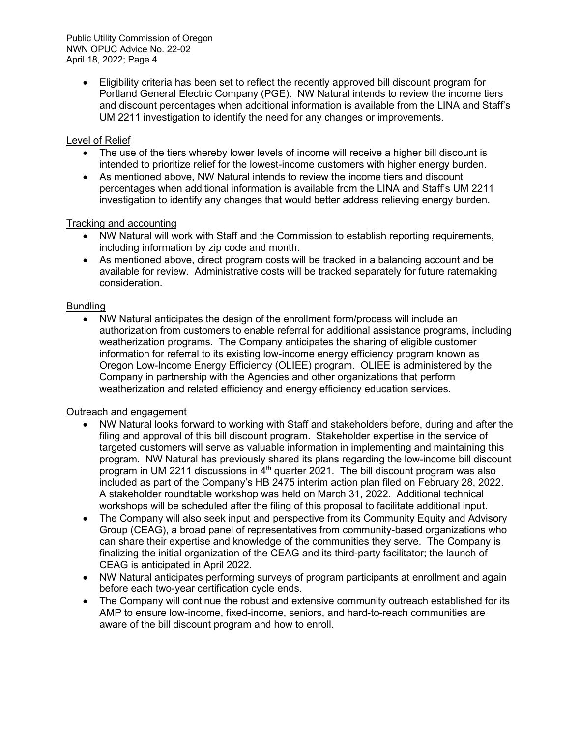- Eligibility criteria has been set to reflect the recently approved bill discount program for Portland General Electric Company (PGE). NW Natural intends to review the income tiers and discount percentages when additional information is available from the LINA and Staff's UM 2211 investigation to identify the need for any changes or improvements.

<u>Level of Relief</u>

- The use of the tiers whereby lower levels of income will receive a higher bill discount is intended to prioritize relief for the lowest-income customers with higher energy burden.
- As mentioned above, NW Natural intends to review the income tiers and discount percentages when additional information is available from the LINA and Staff's UM 2211 investigation to identify any changes that would better address relieving energy burden.

<u>Tracking and accounting</u>

- NW Natural will work with Staff and the Commission to establish reporting requirements, including information by zip code and month.
- As mentioned above, direct program costs will be tracked in a balancing account and be available for review. Administrative costs will be tracked separately for future ratemaking consideration.

<u>Bundling</u>

- NW Natural anticipates the design of the enrollment form/process will include an authorization from customers to enable referral for additional assistance programs, including weatherization programs. The Company anticipates the sharing of eligible customer information for referral to its existing low-income energy efficiency program known as Oregon Low-Income Energy Efficiency (OLIEE) program. OLIEE is administered by the Company in partnership with the Agencies and other organizations that perform weatherization and related efficiency and energy efficiency education services.

<u>Outreach and engagement</u>

- NW Natural looks forward to working with Staff and stakeholders before, during and after the filing and approval of this bill discount program. Stakeholder expertise in the service of targeted customers will serve as valuable information in implementing and maintaining this program. NW Natural has previously shared its plans regarding the low-income bill discount program in UM 2211 discussions in 4th quarter 2021. The bill discount program was also included as part of the Company's HB 2475 interim action plan filed on February 28, 2022. A stakeholder roundtable workshop was held on March 31, 2022. Additional technical workshops will be scheduled after the filing of this proposal to facilitate additional input.
- The Company will also seek input and perspective from its Community Equity and Advisory Group (CEAG), a broad panel of representatives from community-based organizations who can share their expertise and knowledge of the communities they serve. The Company is finalizing the initial organization of the CEAG and its third-party facilitator; the launch of CEAG is anticipated in April 2022.
- NW Natural anticipates performing surveys of program participants at enrollment and again before each two-year certification cycle ends.
- The Company will continue the robust and extensive community outreach established for its AMP to ensure low-income, fixed-income, seniors, and hard-to-reach communities are aware of the bill discount program and how to enroll.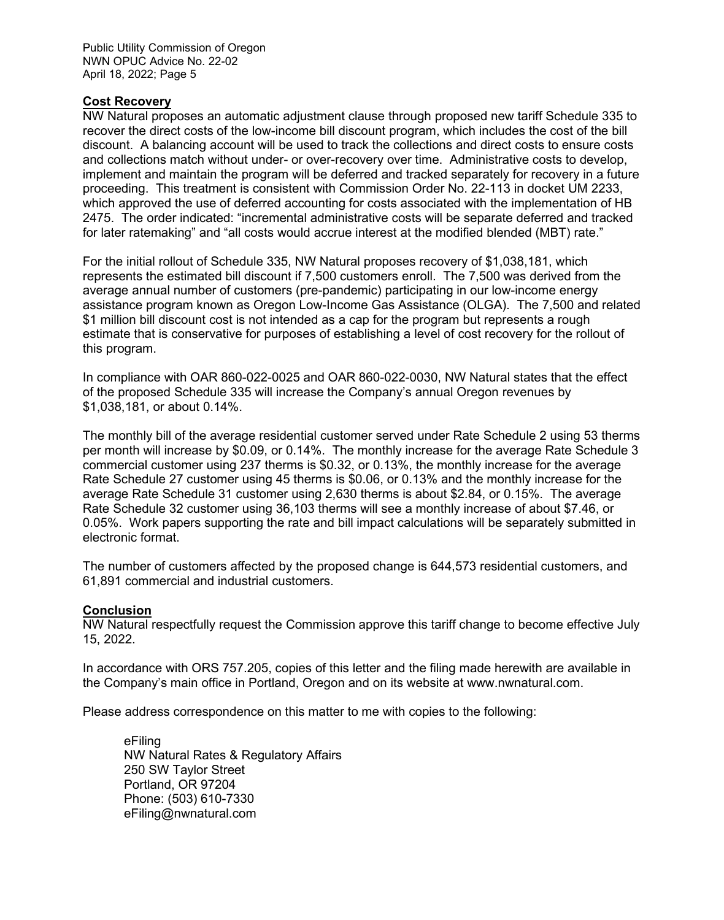## Cost Recovery

NW Natural proposes an automatic adjustment clause through proposed new tariff Schedule 335 to recover the direct costs of the low-income bill discount program, which includes the cost of the bill discount. A balancing account will be used to track the collections and direct costs to ensure costs and collections match without under- or over-recovery over time. Administrative costs to develop, implement and maintain the program will be deferred and tracked separately for recovery in a future proceeding. This treatment is consistent with Commission Order No. 22-113 in docket UM 2233, which approved the use of deferred accounting for costs associated with the implementation of HB 2475. The order indicated: "incremental administrative costs will be separate deferred and tracked for later ratemaking" and "all costs would accrue interest at the modified blended (MBT) rate."

For the initial rollout of Schedule 335, NW Natural proposes recovery of $1,038,181, which represents the estimated bill discount if 7,500 customers enroll. The 7,500 was derived from the average annual number of customers (pre-pandemic) participating in our low-income energy assistance program known as Oregon Low-Income Gas Assistance (OLGA). The 7,500 and related $1 million bill discount cost is not intended as a cap for the program but represents a rough estimate that is conservative for purposes of establishing a level of cost recovery for the rollout of this program.

In compliance with OAR 860-022-0025 and OAR 860-022-0030, NW Natural states that the effect of the proposed Schedule 335 will increase the Company's annual Oregon revenues by $1,038,181, or about 0.14%.

The monthly bill of the average residential customer served under Rate Schedule 2 using 53 therms per month will increase by $0.09, or 0.14%. The monthly increase for the average Rate Schedule 3 commercial customer using 237 therms is $0.32, or 0.13%, the monthly increase for the average Rate Schedule 27 customer using 45 therms is $0.06, or 0.13% and the monthly increase for the average Rate Schedule 31 customer using 2,630 therms is about $2.84, or 0.15%. The average Rate Schedule 32 customer using 36,103 therms will see a monthly increase of about $7.46, or 0.05%. Work papers supporting the rate and bill impact calculations will be separately submitted in electronic format.

The number of customers affected by the proposed change is 644,573 residential customers, and 61,891 commercial and industrial customers.

## Conclusion

NW Natural respectfully request the Commission approve this tariff change to become effective July 15, 2022.

In accordance with ORS 757.205, copies of this letter and the filing made herewith are available in the Company's main office in Portland, Oregon and on its website at www.nwnatural.com.

Please address correspondence on this matter to me with copies to the following:

eFiling
NW Natural Rates & Regulatory Affairs
250 SW Taylor Street
Portland, OR 97204
Phone: (503) 610-7330
eFiling@nwnatural.com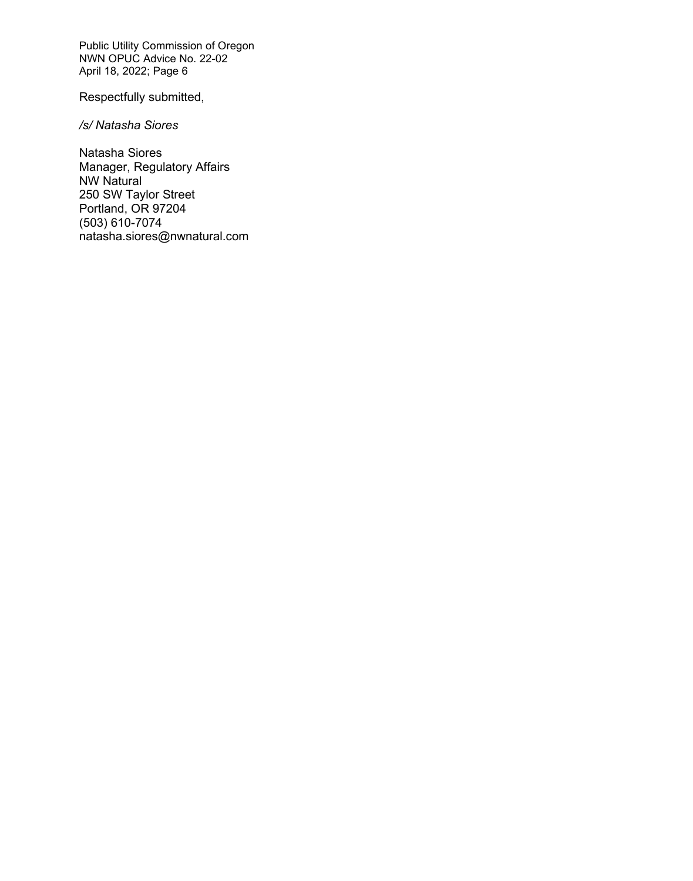Respectfully submitted,

*/s/ Natasha Siores*

Natasha Siores  
Manager, Regulatory Affairs  
NW Natural  
250 SW Taylor Street  
Portland, OR 97204  
(503) 610-7074  
natasha.siores@nwnatural.com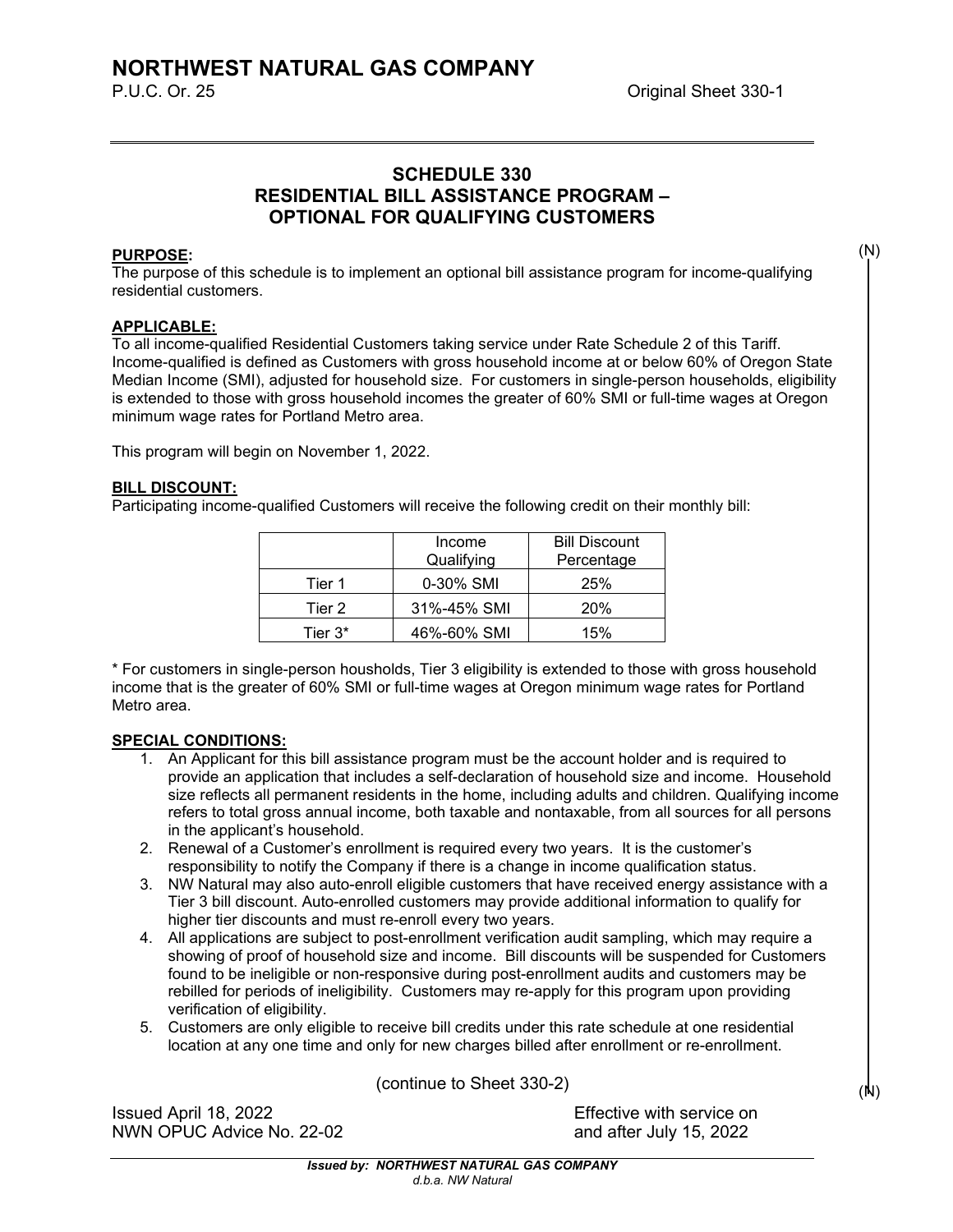# NORTHWEST NATURAL GAS COMPANY

P.U.C. Or. 25 Original Sheet 330-1

## SCHEDULE 330
## RESIDENTIAL BILL ASSISTANCE PROGRAM – OPTIONAL FOR QUALIFYING CUSTOMERS

(N)

**PURPOSE:**
The purpose of this schedule is to implement an optional bill assistance program for income-qualifying residential customers.

**APPLICABLE:**
To all income-qualified Residential Customers taking service under Rate Schedule 2 of this Tariff. Income-qualified is defined as Customers with gross household income at or below 60% of Oregon State Median Income (SMI), adjusted for household size. For customers in single-person households, eligibility is extended to those with gross household incomes the greater of 60% SMI or full-time wages at Oregon minimum wage rates for Portland Metro area.

This program will begin on November 1, 2022.

**BILL DISCOUNT:**
Participating income-qualified Customers will receive the following credit on their monthly bill:

| | Income Qualifying | Bill Discount Percentage |
|---|---|---|
| Tier 1 | 0-30% SMI | 25% |
| Tier 2 | 31%-45% SMI | 20% |
| Tier 3* | 46%-60% SMI | 15% |

* For customers in single-person housholds, Tier 3 eligibility is extended to those with gross household income that is the greater of 60% SMI or full-time wages at Oregon minimum wage rates for Portland Metro area.

**SPECIAL CONDITIONS:**

1. An Applicant for this bill assistance program must be the account holder and is required to provide an application that includes a self-declaration of household size and income. Household size reflects all permanent residents in the home, including adults and children. Qualifying income refers to total gross annual income, both taxable and nontaxable, from all sources for all persons in the applicant's household.
2. Renewal of a Customer's enrollment is required every two years. It is the customer's responsibility to notify the Company if there is a change in income qualification status.
3. NW Natural may also auto-enroll eligible customers that have received energy assistance with a Tier 3 bill discount. Auto-enrolled customers may provide additional information to qualify for higher tier discounts and must re-enroll every two years.
4. All applications are subject to post-enrollment verification audit sampling, which may require a showing of proof of household size and income. Bill discounts will be suspended for Customers found to be ineligible or non-responsive during post-enrollment audits and customers may be rebilled for periods of ineligibility. Customers may re-apply for this program upon providing verification of eligibility.
5. Customers are only eligible to receive bill credits under this rate schedule at one residential location at any one time and only for new charges billed after enrollment or re-enrollment.

(continue to Sheet 330-2)

(N)

Issued April 18, 2022
NWN OPUC Advice No. 22-02

Effective with service on
and after July 15, 2022

*Issued by: NORTHWEST NATURAL GAS COMPANY*
*d.b.a. NW Natural*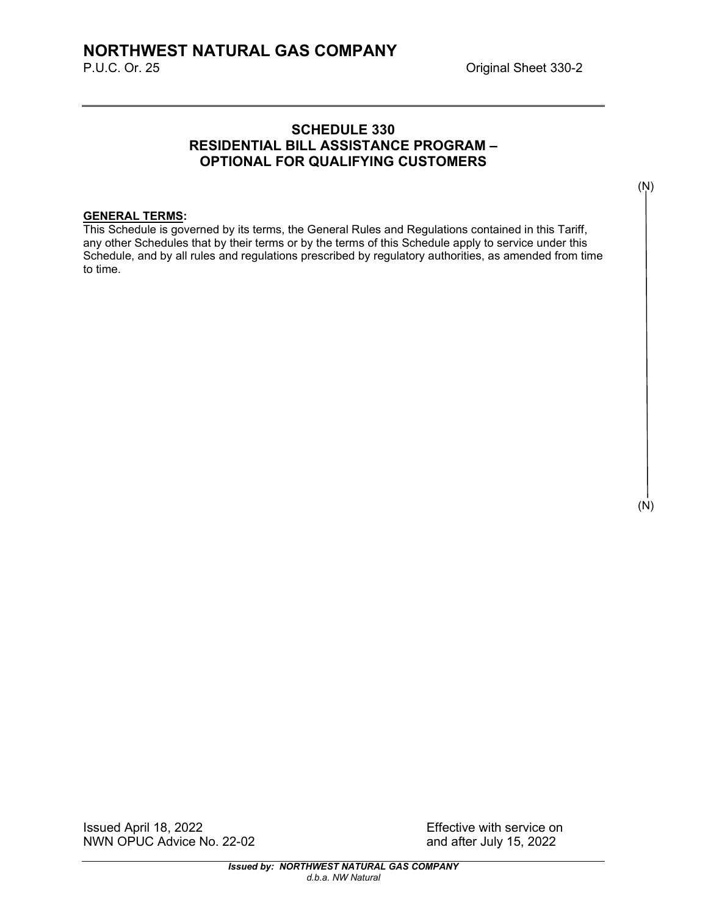# NORTHWEST NATURAL GAS COMPANY

P.U.C. Or. 25 Original Sheet 330-2

## SCHEDULE 330
## RESIDENTIAL BILL ASSISTANCE PROGRAM –
## OPTIONAL FOR QUALIFYING CUSTOMERS

(N)

**GENERAL TERMS:**

This Schedule is governed by its terms, the General Rules and Regulations contained in this Tariff, any other Schedules that by their terms or by the terms of this Schedule apply to service under this Schedule, and by all rules and regulations prescribed by regulatory authorities, as amended from time to time.

(N)

Issued April 18, 2022
NWN OPUC Advice No. 22-02

Effective with service on
and after July 15, 2022

***Issued by: NORTHWEST NATURAL GAS COMPANY***
*d.b.a. NW Natural*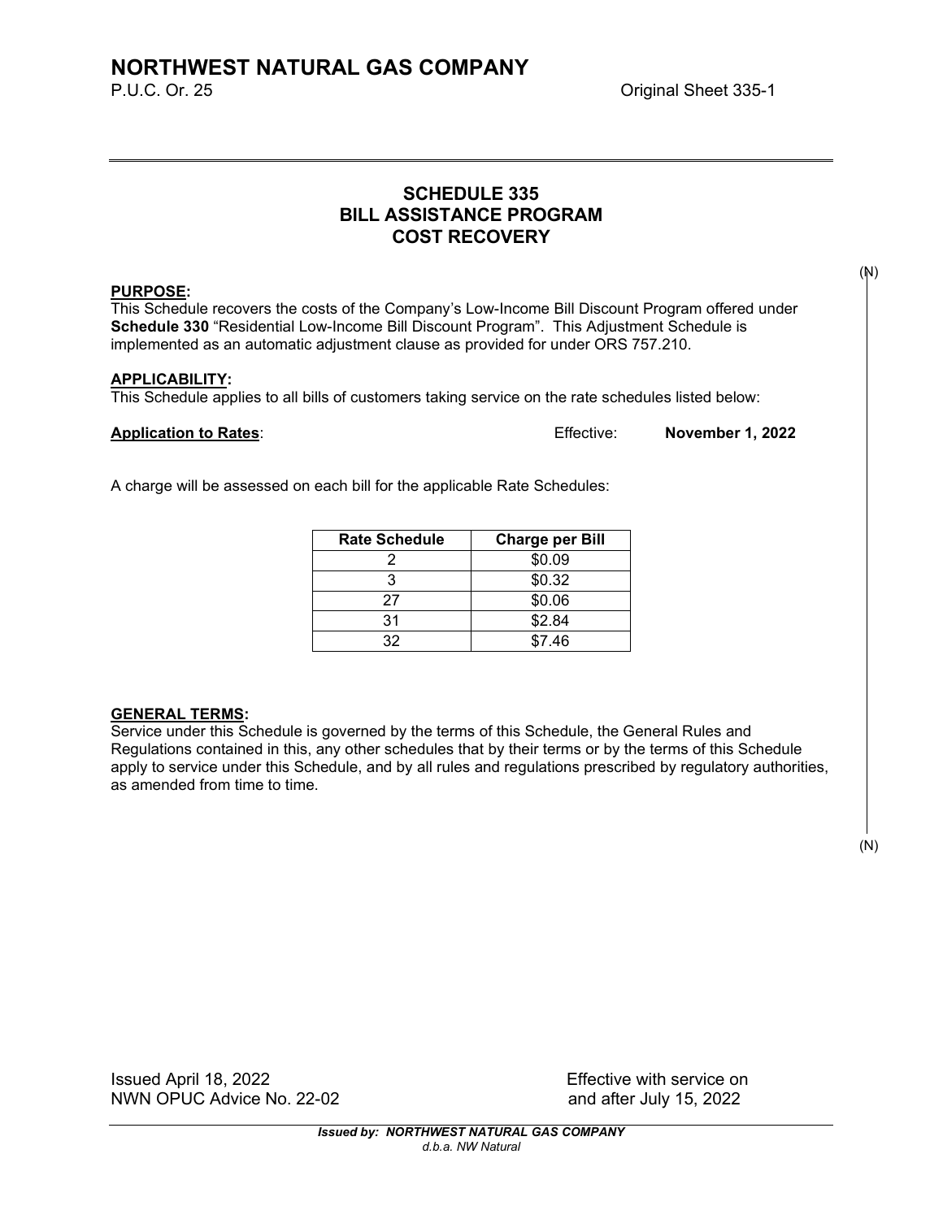# NORTHWEST NATURAL GAS COMPANY

P.U.C. Or. 25 Original Sheet 335-1

## SCHEDULE 335
## BILL ASSISTANCE PROGRAM
## COST RECOVERY

(N)

**PURPOSE:**
This Schedule recovers the costs of the Company's Low-Income Bill Discount Program offered under **Schedule 330** "Residential Low-Income Bill Discount Program". This Adjustment Schedule is implemented as an automatic adjustment clause as provided for under ORS 757.210.

**APPLICABILITY:**
This Schedule applies to all bills of customers taking service on the rate schedules listed below:

**Application to Rates**: Effective: **November 1, 2022**

A charge will be assessed on each bill for the applicable Rate Schedules:

| Rate Schedule | Charge per Bill |
|---|---|
| 2 | $0.09 |
| 3 | $0.32 |
| 27 | $0.06 |
| 31 | $2.84 |
| 32 | $7.46 |

**GENERAL TERMS:**
Service under this Schedule is governed by the terms of this Schedule, the General Rules and Regulations contained in this, any other schedules that by their terms or by the terms of this Schedule apply to service under this Schedule, and by all rules and regulations prescribed by regulatory authorities, as amended from time to time.

(N)

Issued April 18, 2022
NWN OPUC Advice No. 22-02

Effective with service on
and after July 15, 2022

*Issued by: NORTHWEST NATURAL GAS COMPANY*
*d.b.a. NW Natural*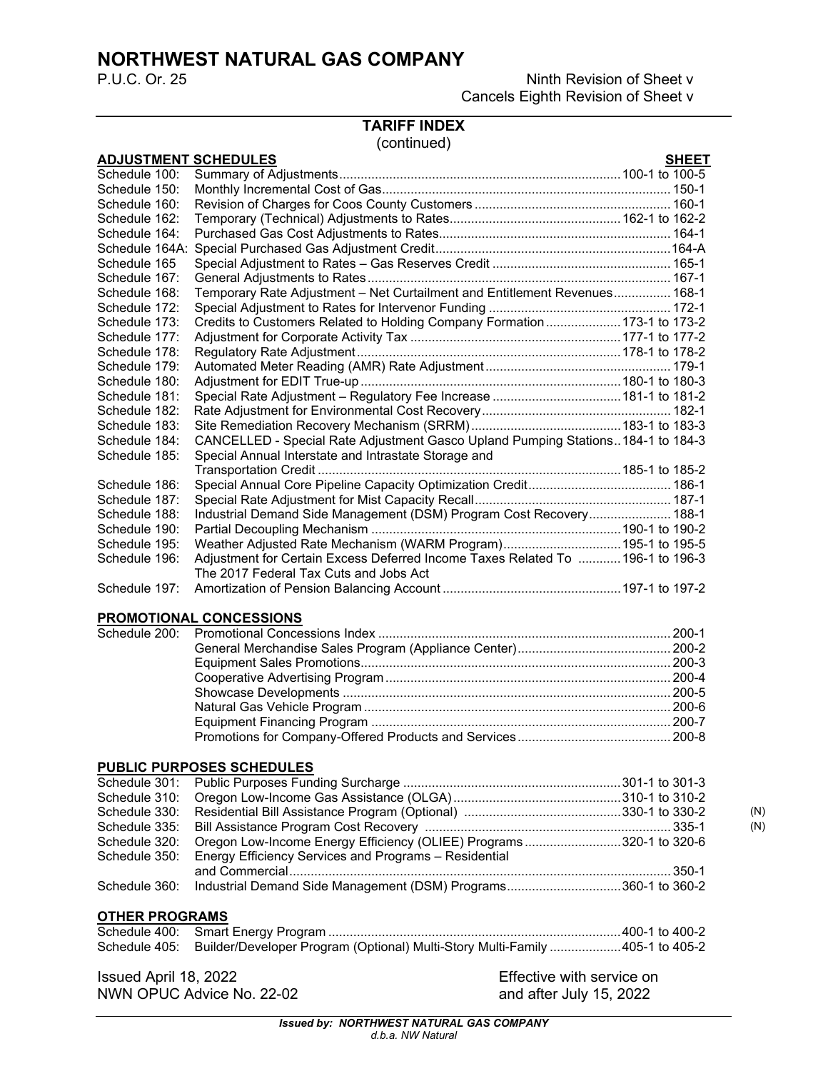# NORTHWEST NATURAL GAS COMPANY

P.U.C. Or. 25

Ninth Revision of Sheet v
Cancels Eighth Revision of Sheet v

## TARIFF INDEX
(continued)

### ADJUSTMENT SCHEDULES

| | | SHEET |
|---|---|---|
| Schedule 100: | Summary of Adjustments | 100-1 to 100-5 |
| Schedule 150: | Monthly Incremental Cost of Gas | 150-1 |
| Schedule 160: | Revision of Charges for Coos County Customers | 160-1 |
| Schedule 162: | Temporary (Technical) Adjustments to Rates | 162-1 to 162-2 |
| Schedule 164: | Purchased Gas Cost Adjustments to Rates | 164-1 |
| Schedule 164A: | Special Purchased Gas Adjustment Credit | 164-A |
| Schedule 165 | Special Adjustment to Rates – Gas Reserves Credit | 165-1 |
| Schedule 167: | General Adjustments to Rates | 167-1 |
| Schedule 168: | Temporary Rate Adjustment – Net Curtailment and Entitlement Revenues | 168-1 |
| Schedule 172: | Special Adjustment to Rates for Intervenor Funding | 172-1 |
| Schedule 173: | Credits to Customers Related to Holding Company Formation | 173-1 to 173-2 |
| Schedule 177: | Adjustment for Corporate Activity Tax | 177-1 to 177-2 |
| Schedule 178: | Regulatory Rate Adjustment | 178-1 to 178-2 |
| Schedule 179: | Automated Meter Reading (AMR) Rate Adjustment | 179-1 |
| Schedule 180: | Adjustment for EDIT True-up | 180-1 to 180-3 |
| Schedule 181: | Special Rate Adjustment – Regulatory Fee Increase | 181-1 to 181-2 |
| Schedule 182: | Rate Adjustment for Environmental Cost Recovery | 182-1 |
| Schedule 183: | Site Remediation Recovery Mechanism (SRRM) | 183-1 to 183-3 |
| Schedule 184: | CANCELLED - Special Rate Adjustment Gasco Upland Pumping Stations | 184-1 to 184-3 |
| Schedule 185: | Special Annual Interstate and Intrastate Storage and Transportation Credit | 185-1 to 185-2 |
| Schedule 186: | Special Annual Core Pipeline Capacity Optimization Credit | 186-1 |
| Schedule 187: | Special Rate Adjustment for Mist Capacity Recall | 187-1 |
| Schedule 188: | Industrial Demand Side Management (DSM) Program Cost Recovery | 188-1 |
| Schedule 190: | Partial Decoupling Mechanism | 190-1 to 190-2 |
| Schedule 195: | Weather Adjusted Rate Mechanism (WARM Program) | 195-1 to 195-5 |
| Schedule 196: | Adjustment for Certain Excess Deferred Income Taxes Related To The 2017 Federal Tax Cuts and Jobs Act | 196-1 to 196-3 |
| Schedule 197: | Amortization of Pension Balancing Account | 197-1 to 197-2 |

### PROMOTIONAL CONCESSIONS

| | | |
|---|---|---|
| Schedule 200: | Promotional Concessions Index | 200-1 |
| | General Merchandise Sales Program (Appliance Center) | 200-2 |
| | Equipment Sales Promotions | 200-3 |
| | Cooperative Advertising Program | 200-4 |
| | Showcase Developments | 200-5 |
| | Natural Gas Vehicle Program | 200-6 |
| | Equipment Financing Program | 200-7 |
| | Promotions for Company-Offered Products and Services | 200-8 |

### PUBLIC PURPOSES SCHEDULES

| | | | |
|---|---|---|---|
| Schedule 301: | Public Purposes Funding Surcharge | 301-1 to 301-3 | |
| Schedule 310: | Oregon Low-Income Gas Assistance (OLGA) | 310-1 to 310-2 | |
| Schedule 330: | Residential Bill Assistance Program (Optional) | 330-1 to 330-2 | (N) |
| Schedule 335: | Bill Assistance Program Cost Recovery | 335-1 | (N) |
| Schedule 320: | Oregon Low-Income Energy Efficiency (OLIEE) Programs | 320-1 to 320-6 | |
| Schedule 350: | Energy Efficiency Services and Programs – Residential and Commercial | 350-1 | |
| Schedule 360: | Industrial Demand Side Management (DSM) Programs | 360-1 to 360-2 | |

### OTHER PROGRAMS

| | | |
|---|---|---|
| Schedule 400: | Smart Energy Program | 400-1 to 400-2 |
| Schedule 405: | Builder/Developer Program (Optional) Multi-Story Multi-Family | 405-1 to 405-2 |

Issued April 18, 2022
NWN OPUC Advice No. 22-02

Effective with service on
and after July 15, 2022

***Issued by: NORTHWEST NATURAL GAS COMPANY***
*d.b.a. NW Natural*